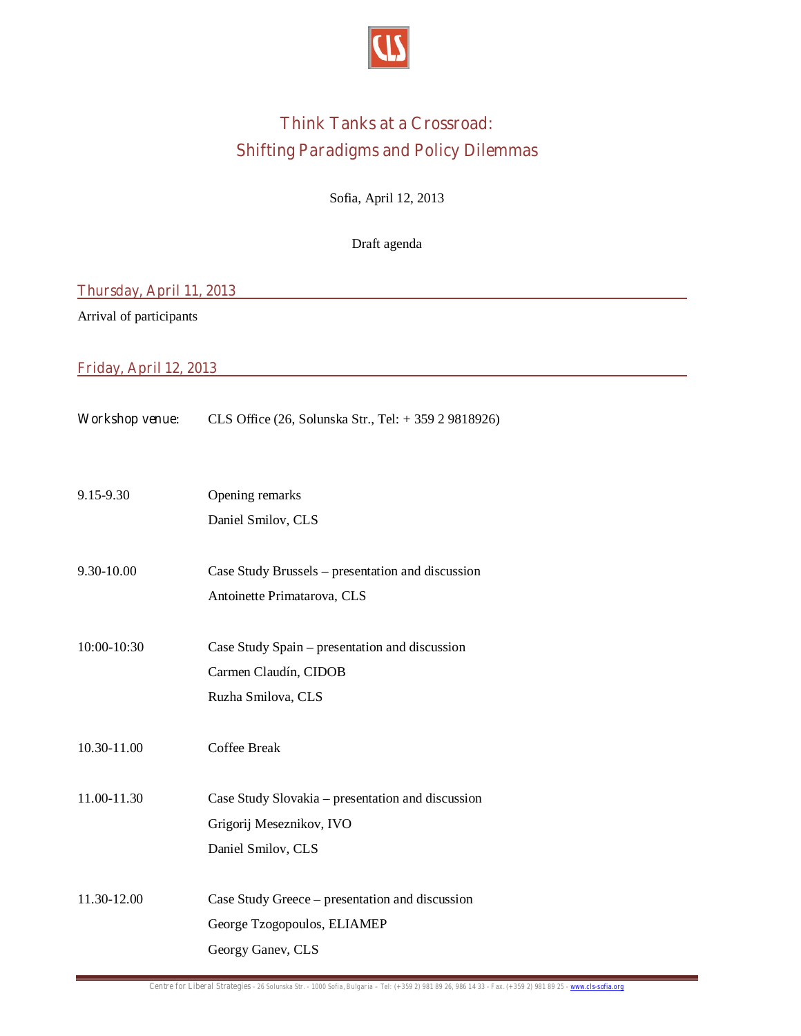# Think Tanks at a Crossroad: Shifting Paradigms and Policy Dilemmas

Sofia, April 12, 2013

Draft agenda

## Thursday, April 11, 2013

Arrival of participants

## Friday, April 12, 2013

*Workshop venue:* CLS Office (26, Solunska Str., Tel: + 359 2 9818926)

9.15-9.30 — Opening remarks
Daniel Smilov, CLS

9.30-10.00 — Case Study Brussels – presentation and discussion
Antoinette Primatarova, CLS

10:00-10:30 — Case Study Spain – presentation and discussion
Carmen Claudín, CIDOB
Ruzha Smilova, CLS

10.30-11.00 — Coffee Break

11.00-11.30 — Case Study Slovakia – presentation and discussion
Grigorij Meseznikov, IVO
Daniel Smilov, CLS

11.30-12.00 — Case Study Greece – presentation and discussion
George Tzogopoulos, ELIAMEP
Georgy Ganev, CLS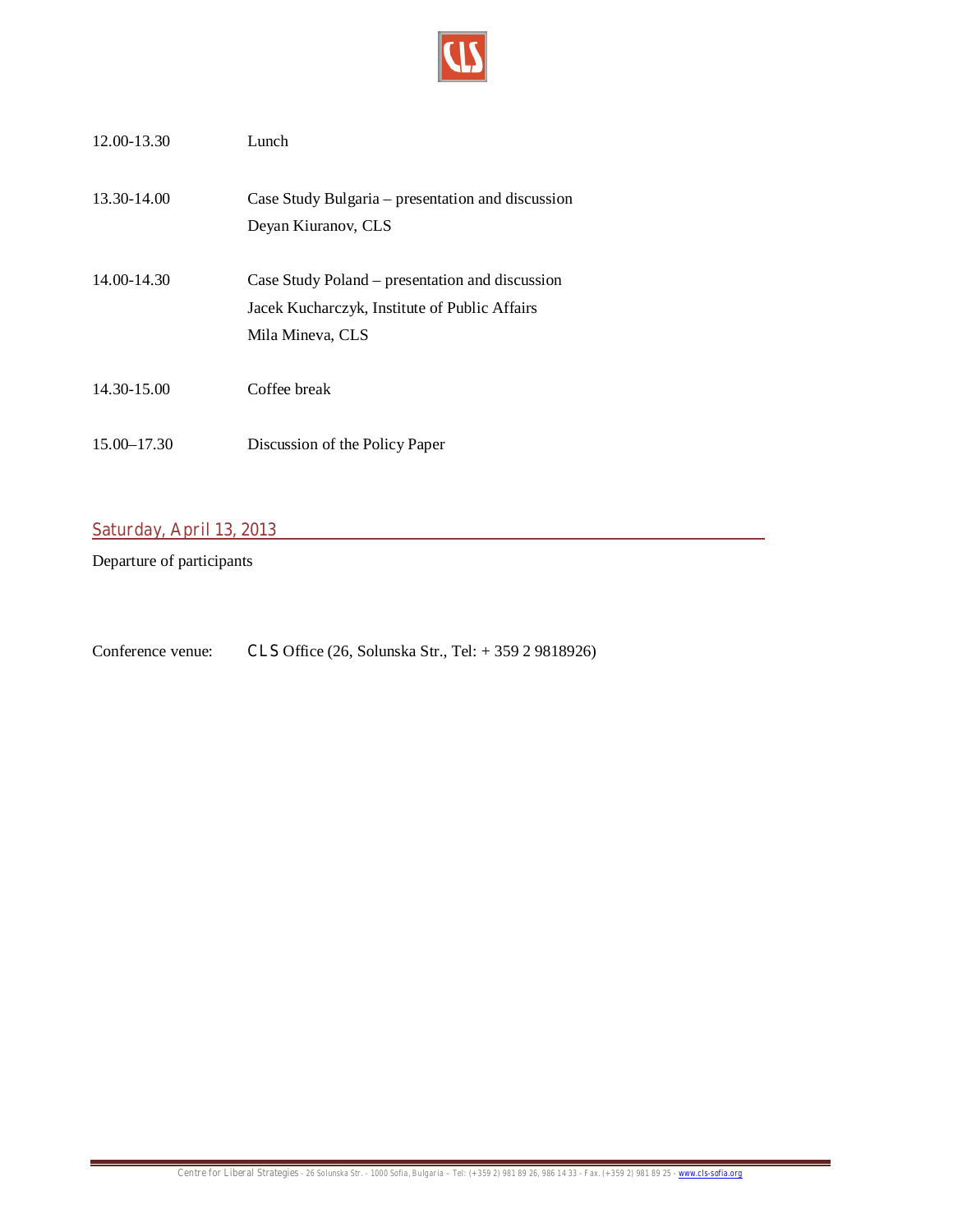| | |
|---|---|
| 12.00-13.30 | Lunch |
| 13.30-14.00 | Case Study Bulgaria – presentation and discussion<br>Deyan Kiuranov, CLS |
| 14.00-14.30 | Case Study Poland – presentation and discussion<br>Jacek Kucharczyk, Institute of Public Affairs<br>Mila Mineva, CLS |
| 14.30-15.00 | Coffee break |
| 15.00–17.30 | Discussion of the Policy Paper |

## Saturday, April 13, 2013

Departure of participants

Conference venue: CLS Office (26, Solunska Str., Tel: + 359 2 9818926)